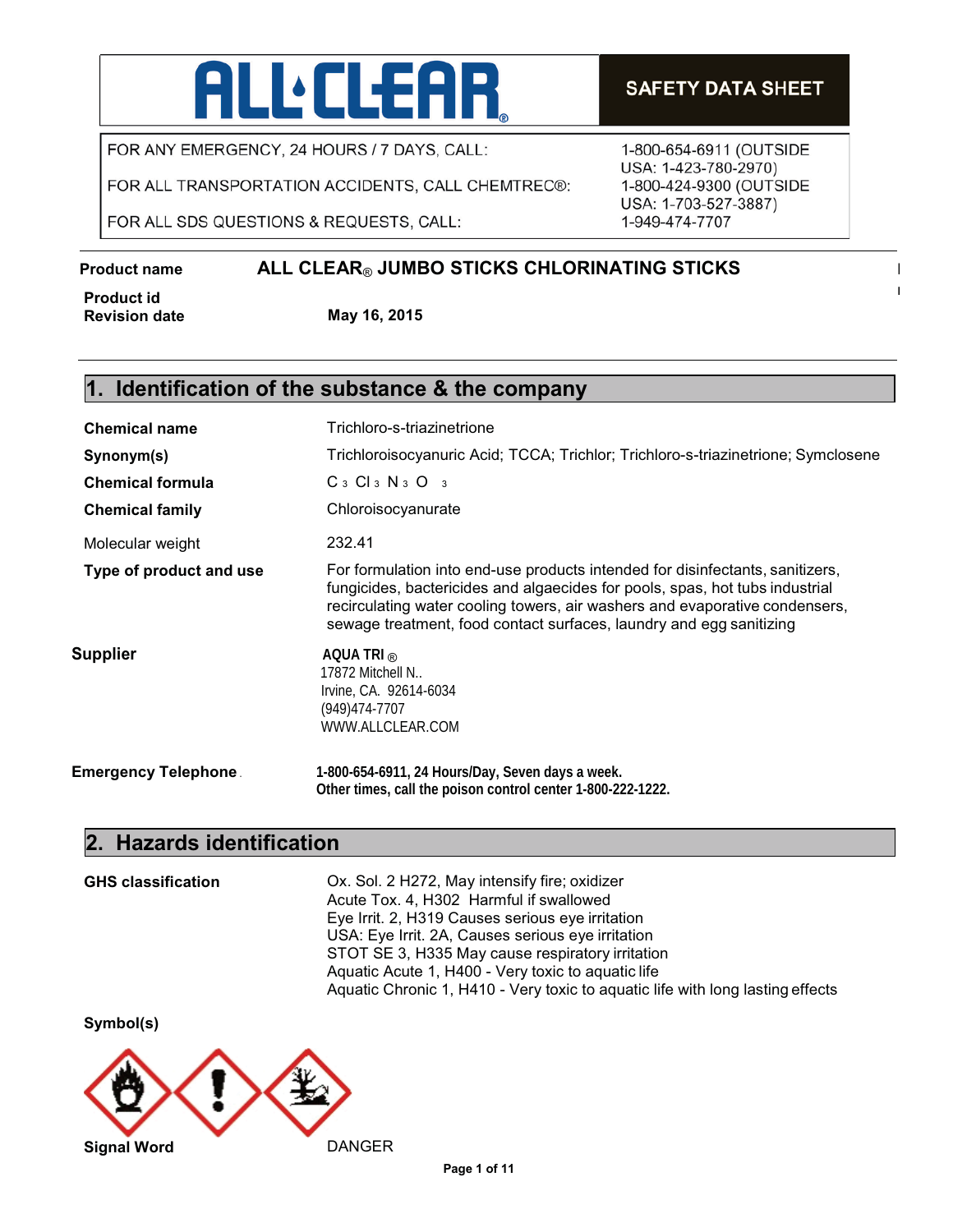# ALL CLEAR®

**SAFETY DATA SHEET**

| | |
|---|---|
| FOR ANY EMERGENCY, 24 HOURS / 7 DAYS, CALL: | 1-800-654-6911 (OUTSIDE USA: 1-423-780-2970) |
| FOR ALL TRANSPORTATION ACCIDENTS, CALL CHEMTREC®: | 1-800-424-9300 (OUTSIDE USA: 1-703-527-3887) |
| FOR ALL SDS QUESTIONS & REQUESTS, CALL: | 1-949-474-7707 |

**Product name** **ALL CLEAR® JUMBO STICKS CHLORINATING STICKS**

**Product id**

**Revision date** **May 16, 2015**

## 1. Identification of the substance & the company

**Chemical name** Trichloro-s-triazinetrione

**Synonym(s)** Trichloroisocyanuric Acid; TCCA; Trichlor; Trichloro-s-triazinetrione; Symclosene

**Chemical formula** $C_3Cl_3N_3O_3$

**Chemical family** Chloroisocyanurate

Molecular weight 232.41

**Type of product and use** For formulation into end-use products intended for disinfectants, sanitizers, fungicides, bactericides and algaecides for pools, spas, hot tubs industrial recirculating water cooling towers, air washers and evaporative condensers, sewage treatment, food contact surfaces, laundry and egg sanitizing

**Supplier**
**AQUA TRI ®**
17872 Mitchell N..
Irvine, CA. 92614-6034
(949)474-7707
WWW.ALLCLEAR.COM

**Emergency Telephone** **1-800-654-6911, 24 Hours/Day, Seven days a week.**
**Other times, call the poison control center 1-800-222-1222.**

## 2. Hazards identification

**GHS classification**
Ox. Sol. 2 H272, May intensify fire; oxidizer
Acute Tox. 4, H302 Harmful if swallowed
Eye Irrit. 2, H319 Causes serious eye irritation
USA: Eye Irrit. 2A, Causes serious eye irritation
STOT SE 3, H335 May cause respiratory irritation
Aquatic Acute 1, H400 - Very toxic to aquatic life
Aquatic Chronic 1, H410 - Very toxic to aquatic life with long lasting effects

**Symbol(s)**

**Signal Word** DANGER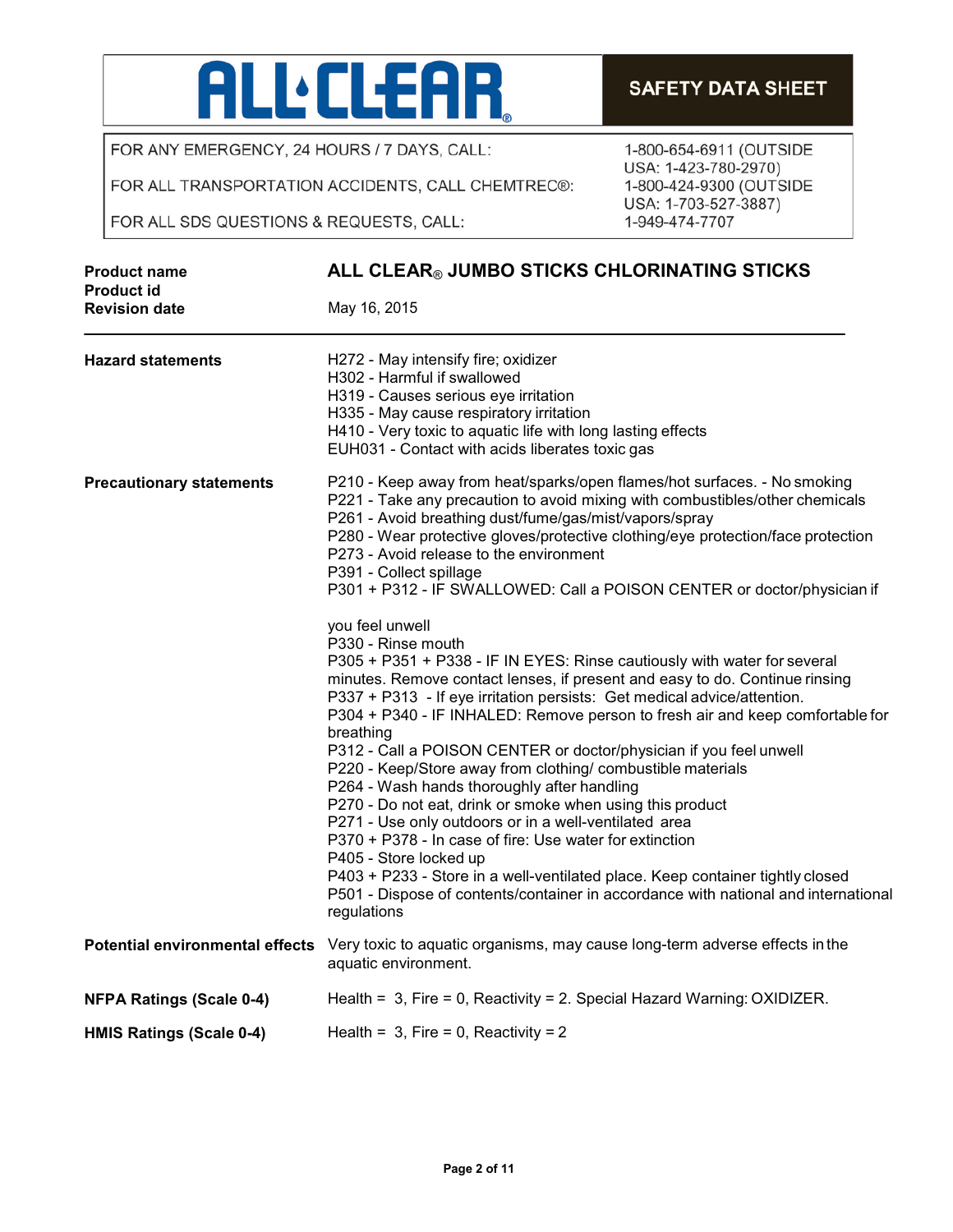**ALL CLEAR®**

**SAFETY DATA SHEET**

| | |
|---|---|
| FOR ANY EMERGENCY, 24 HOURS / 7 DAYS, CALL: | 1-800-654-6911 (OUTSIDE USA: 1-423-780-2970) |
| FOR ALL TRANSPORTATION ACCIDENTS, CALL CHEMTREC®: | 1-800-424-9300 (OUTSIDE USA: 1-703-527-3887) |
| FOR ALL SDS QUESTIONS & REQUESTS, CALL: | 1-949-474-7707 |

**Product name** — **ALL CLEAR® JUMBO STICKS CHLORINATING STICKS**

**Product id**

**Revision date** — May 16, 2015

---

**Hazard statements**

H272 - May intensify fire; oxidizer
H302 - Harmful if swallowed
H319 - Causes serious eye irritation
H335 - May cause respiratory irritation
H410 - Very toxic to aquatic life with long lasting effects
EUH031 - Contact with acids liberates toxic gas

**Precautionary statements**

P210 - Keep away from heat/sparks/open flames/hot surfaces. - No smoking
P221 - Take any precaution to avoid mixing with combustibles/other chemicals
P261 - Avoid breathing dust/fume/gas/mist/vapors/spray
P280 - Wear protective gloves/protective clothing/eye protection/face protection
P273 - Avoid release to the environment
P391 - Collect spillage
P301 + P312 - IF SWALLOWED: Call a POISON CENTER or doctor/physician if you feel unwell
P330 - Rinse mouth
P305 + P351 + P338 - IF IN EYES: Rinse cautiously with water for several minutes. Remove contact lenses, if present and easy to do. Continue rinsing
P337 + P313 - If eye irritation persists: Get medical advice/attention.
P304 + P340 - IF INHALED: Remove person to fresh air and keep comfortable for breathing
P312 - Call a POISON CENTER or doctor/physician if you feel unwell
P220 - Keep/Store away from clothing/ combustible materials
P264 - Wash hands thoroughly after handling
P270 - Do not eat, drink or smoke when using this product
P271 - Use only outdoors or in a well-ventilated area
P370 + P378 - In case of fire: Use water for extinction
P405 - Store locked up
P403 + P233 - Store in a well-ventilated place. Keep container tightly closed
P501 - Dispose of contents/container in accordance with national and international regulations

**Potential environmental effects**

Very toxic to aquatic organisms, may cause long-term adverse effects in the aquatic environment.

**NFPA Ratings (Scale 0-4)**

Health = 3, Fire = 0, Reactivity = 2. Special Hazard Warning: OXIDIZER.

**HMIS Ratings (Scale 0-4)**

Health = 3, Fire = 0, Reactivity = 2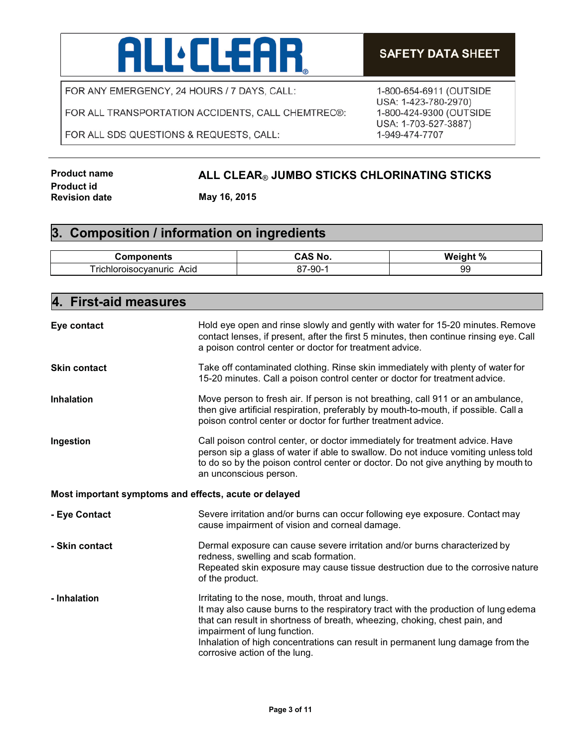**ALL·CLEAR®**

**SAFETY DATA SHEET**

| | |
|---|---|
| FOR ANY EMERGENCY, 24 HOURS / 7 DAYS, CALL: | 1-800-654-6911 (OUTSIDE USA: 1-423-780-2970) |
| FOR ALL TRANSPORTATION ACCIDENTS, CALL CHEMTREC®: | 1-800-424-9300 (OUTSIDE USA: 1-703-527-3887) |
| FOR ALL SDS QUESTIONS & REQUESTS, CALL: | 1-949-474-7707 |

**Product name** **ALL CLEAR® JUMBO STICKS CHLORINATING STICKS**

**Product id**

**Revision date** **May 16, 2015**

## 3. Composition / information on ingredients

| Components | CAS No. | Weight % |
|---|---|---|
| Trichloroisocyanuric Acid | 87-90-1 | 99 |

## 4. First-aid measures

**Eye contact**

Hold eye open and rinse slowly and gently with water for 15-20 minutes. Remove contact lenses, if present, after the first 5 minutes, then continue rinsing eye. Call a poison control center or doctor for treatment advice.

**Skin contact**

Take off contaminated clothing. Rinse skin immediately with plenty of water for 15-20 minutes. Call a poison control center or doctor for treatment advice.

**Inhalation**

Move person to fresh air. If person is not breathing, call 911 or an ambulance, then give artificial respiration, preferably by mouth-to-mouth, if possible. Call a poison control center or doctor for further treatment advice.

**Ingestion**

Call poison control center, or doctor immediately for treatment advice. Have person sip a glass of water if able to swallow. Do not induce vomiting unless told to do so by the poison control center or doctor. Do not give anything by mouth to an unconscious person.

**Most important symptoms and effects, acute or delayed**

**- Eye Contact**

Severe irritation and/or burns can occur following eye exposure. Contact may cause impairment of vision and corneal damage.

**- Skin contact**

Dermal exposure can cause severe irritation and/or burns characterized by redness, swelling and scab formation.
Repeated skin exposure may cause tissue destruction due to the corrosive nature of the product.

**- Inhalation**

Irritating to the nose, mouth, throat and lungs.
It may also cause burns to the respiratory tract with the production of lung edema that can result in shortness of breath, wheezing, choking, chest pain, and impairment of lung function.
Inhalation of high concentrations can result in permanent lung damage from the corrosive action of the lung.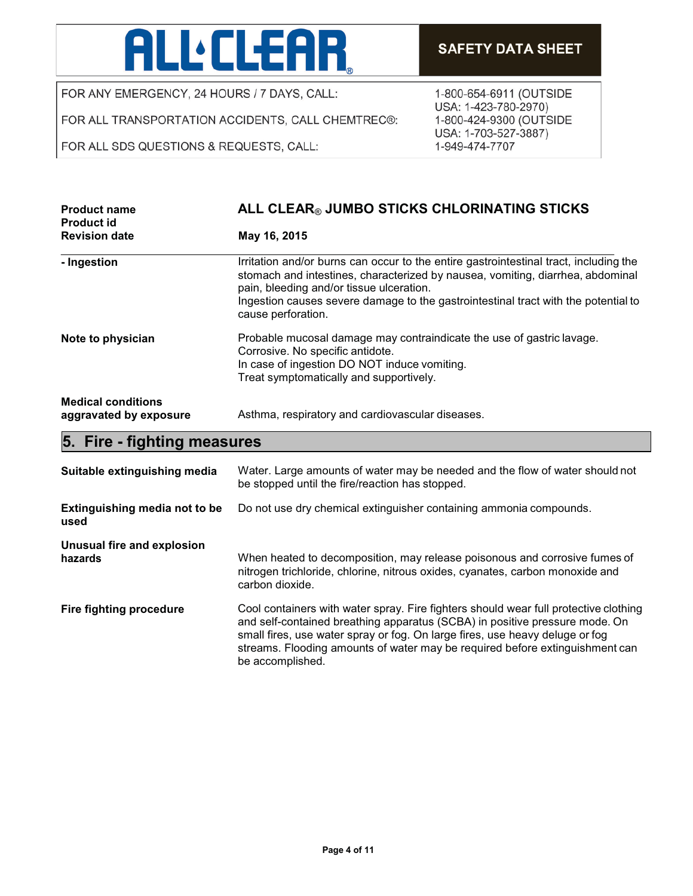| | |
|---|---|
| **Product name** | **ALL CLEAR® JUMBO STICKS CHLORINATING STICKS** |
| **Product id** | |
| **Revision date** | **May 16, 2015** |

| | |
|---|---|
| **- Ingestion** | Irritation and/or burns can occur to the entire gastrointestinal tract, including the stomach and intestines, characterized by nausea, vomiting, diarrhea, abdominal pain, bleeding and/or tissue ulceration. Ingestion causes severe damage to the gastrointestinal tract with the potential to cause perforation. |
| **Note to physician** | Probable mucosal damage may contraindicate the use of gastric lavage. Corrosive. No specific antidote. In case of ingestion DO NOT induce vomiting. Treat symptomatically and supportively. |
| **Medical conditions aggravated by exposure** | Asthma, respiratory and cardiovascular diseases. |

## 5. Fire - fighting measures

| | |
|---|---|
| **Suitable extinguishing media** | Water. Large amounts of water may be needed and the flow of water should not be stopped until the fire/reaction has stopped. |
| **Extinguishing media not to be used** | Do not use dry chemical extinguisher containing ammonia compounds. |
| **Unusual fire and explosion hazards** | When heated to decomposition, may release poisonous and corrosive fumes of nitrogen trichloride, chlorine, nitrous oxides, cyanates, carbon monoxide and carbon dioxide. |
| **Fire fighting procedure** | Cool containers with water spray. Fire fighters should wear full protective clothing and self-contained breathing apparatus (SCBA) in positive pressure mode. On small fires, use water spray or fog. On large fires, use heavy deluge or fog streams. Flooding amounts of water may be required before extinguishment can be accomplished. |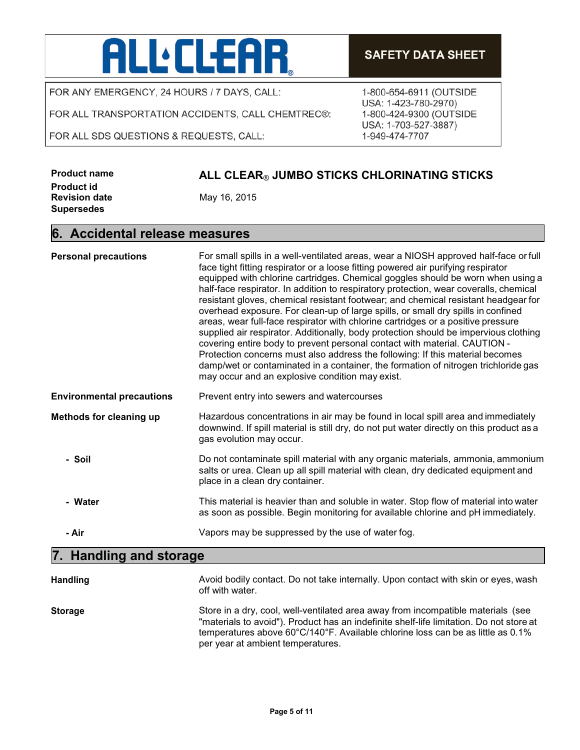| | |
|---|---|
| FOR ANY EMERGENCY, 24 HOURS / 7 DAYS, CALL: | 1-800-654-6911 (OUTSIDE USA: 1-423-780-2970) |
| FOR ALL TRANSPORTATION ACCIDENTS, CALL CHEMTREC®: | 1-800-424-9300 (OUTSIDE USA: 1-703-527-3887) |
| FOR ALL SDS QUESTIONS & REQUESTS, CALL: | 1-949-474-7707 |

**Product name** ALL CLEAR® JUMBO STICKS CHLORINATING STICKS
**Product id**
**Revision date** May 16, 2015
**Supersedes**

## 6. Accidental release measures

**Personal precautions**

For small spills in a well-ventilated areas, wear a NIOSH approved half-face or full face tight fitting respirator or a loose fitting powered air purifying respirator equipped with chlorine cartridges. Chemical goggles should be worn when using a half-face respirator. In addition to respiratory protection, wear coveralls, chemical resistant gloves, chemical resistant footwear; and chemical resistant headgear for overhead exposure. For clean-up of large spills, or small dry spills in confined areas, wear full-face respirator with chlorine cartridges or a positive pressure supplied air respirator. Additionally, body protection should be impervious clothing covering entire body to prevent personal contact with material. CAUTION - Protection concerns must also address the following: If this material becomes damp/wet or contaminated in a container, the formation of nitrogen trichloride gas may occur and an explosive condition may exist.

**Environmental precautions**

Prevent entry into sewers and watercourses

**Methods for cleaning up**

Hazardous concentrations in air may be found in local spill area and immediately downwind. If spill material is still dry, do not put water directly on this product as a gas evolution may occur.

- **Soil**: Do not contaminate spill material with any organic materials, ammonia, ammonium salts or urea. Clean up all spill material with clean, dry dedicated equipment and place in a clean dry container.
- **Water**: This material is heavier than and soluble in water. Stop flow of material into water as soon as possible. Begin monitoring for available chlorine and pH immediately.
- **Air**: Vapors may be suppressed by the use of water fog.

## 7. Handling and storage

**Handling**

Avoid bodily contact. Do not take internally. Upon contact with skin or eyes, wash off with water.

**Storage**

Store in a dry, cool, well-ventilated area away from incompatible materials (see "materials to avoid"). Product has an indefinite shelf-life limitation. Do not store at temperatures above 60°C/140°F. Available chlorine loss can be as little as 0.1% per year at ambient temperatures.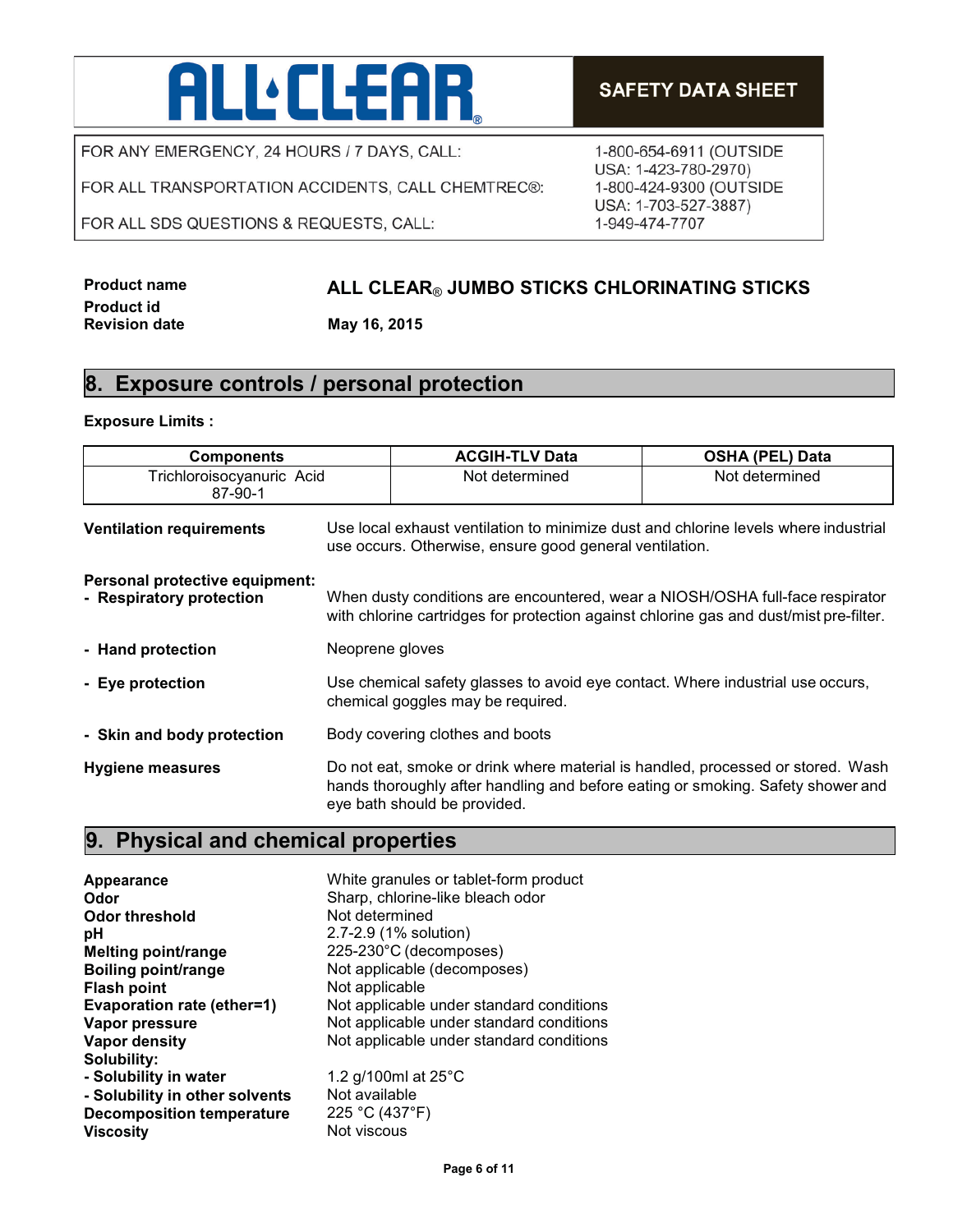# ALL·CLEAR®

**SAFETY DATA SHEET**

| | |
|---|---|
| FOR ANY EMERGENCY, 24 HOURS / 7 DAYS, CALL: | 1-800-654-6911 (OUTSIDE USA: 1-423-780-2970) |
| FOR ALL TRANSPORTATION ACCIDENTS, CALL CHEMTREC®: | 1-800-424-9300 (OUTSIDE USA: 1-703-527-3887) |
| FOR ALL SDS QUESTIONS & REQUESTS, CALL: | 1-949-474-7707 |

**Product name** **ALL CLEAR® JUMBO STICKS CHLORINATING STICKS**
**Product id**
**Revision date** **May 16, 2015**

## 8. Exposure controls / personal protection

**Exposure Limits :**

| Components | ACGIH-TLV Data | OSHA (PEL) Data |
|---|---|---|
| Trichloroisocyanuric Acid 87-90-1 | Not determined | Not determined |

**Ventilation requirements** Use local exhaust ventilation to minimize dust and chlorine levels where industrial use occurs. Otherwise, ensure good general ventilation.

**Personal protective equipment:**

- **Respiratory protection** When dusty conditions are encountered, wear a NIOSH/OSHA full-face respirator with chlorine cartridges for protection against chlorine gas and dust/mist pre-filter.
- **Hand protection** Neoprene gloves
- **Eye protection** Use chemical safety glasses to avoid eye contact. Where industrial use occurs, chemical goggles may be required.
- **Skin and body protection** Body covering clothes and boots

**Hygiene measures** Do not eat, smoke or drink where material is handled, processed or stored. Wash hands thoroughly after handling and before eating or smoking. Safety shower and eye bath should be provided.

## 9. Physical and chemical properties

**Appearance** White granules or tablet-form product
**Odor** Sharp, chlorine-like bleach odor
**Odor threshold** Not determined
**pH** 2.7-2.9 (1% solution)
**Melting point/range** 225-230°C (decomposes)
**Boiling point/range** Not applicable (decomposes)
**Flash point** Not applicable
**Evaporation rate (ether=1)** Not applicable under standard conditions
**Vapor pressure** Not applicable under standard conditions
**Vapor density** Not applicable under standard conditions
**Solubility:**
**- Solubility in water** 1.2 g/100ml at 25°C
**- Solubility in other solvents** Not available
**Decomposition temperature** 225 °C (437°F)
**Viscosity** Not viscous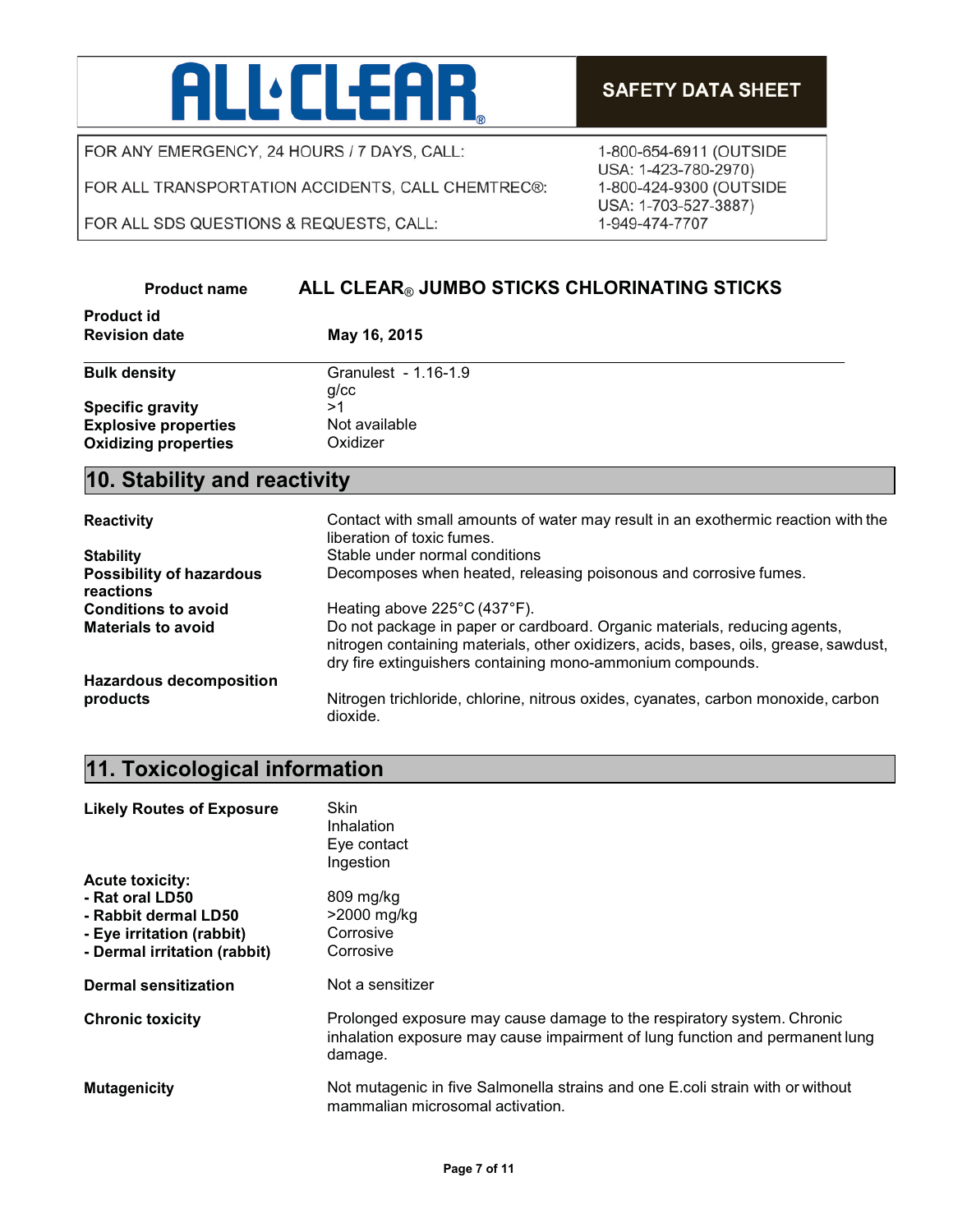ALL CLEAR

**SAFETY DATA SHEET**

| | |
|---|---|
| FOR ANY EMERGENCY, 24 HOURS / 7 DAYS, CALL: | 1-800-654-6911 (OUTSIDE USA: 1-423-780-2970) |
| FOR ALL TRANSPORTATION ACCIDENTS, CALL CHEMTREC®: | 1-800-424-9300 (OUTSIDE USA: 1-703-527-3887) |
| FOR ALL SDS QUESTIONS & REQUESTS, CALL: | 1-949-474-7707 |

**Product name** **ALL CLEAR® JUMBO STICKS CHLORINATING STICKS**

**Product id**
**Revision date** **May 16, 2015**

| | |
|---|---|
| **Bulk density** | Granulest - 1.16-1.9 g/cc |
| **Specific gravity** | >1 |
| **Explosive properties** | Not available |
| **Oxidizing properties** | Oxidizer |

## 10. Stability and reactivity

| | |
|---|---|
| **Reactivity** | Contact with small amounts of water may result in an exothermic reaction with the liberation of toxic fumes. |
| **Stability** | Stable under normal conditions |
| **Possibility of hazardous reactions** | Decomposes when heated, releasing poisonous and corrosive fumes. |
| **Conditions to avoid** | Heating above 225°C (437°F). |
| **Materials to avoid** | Do not package in paper or cardboard. Organic materials, reducing agents, nitrogen containing materials, other oxidizers, acids, bases, oils, grease, sawdust, dry fire extinguishers containing mono-ammonium compounds. |
| **Hazardous decomposition products** | Nitrogen trichloride, chlorine, nitrous oxides, cyanates, carbon monoxide, carbon dioxide. |

## 11. Toxicological information

| | |
|---|---|
| **Likely Routes of Exposure** | Skin<br>Inhalation<br>Eye contact<br>Ingestion |
| **Acute toxicity:** | |
| **- Rat oral LD50** | 809 mg/kg |
| **- Rabbit dermal LD50** | >2000 mg/kg |
| **- Eye irritation (rabbit)** | Corrosive |
| **- Dermal irritation (rabbit)** | Corrosive |
| **Dermal sensitization** | Not a sensitizer |
| **Chronic toxicity** | Prolonged exposure may cause damage to the respiratory system. Chronic inhalation exposure may cause impairment of lung function and permanent lung damage. |
| **Mutagenicity** | Not mutagenic in five Salmonella strains and one E.coli strain with or without mammalian microsomal activation. |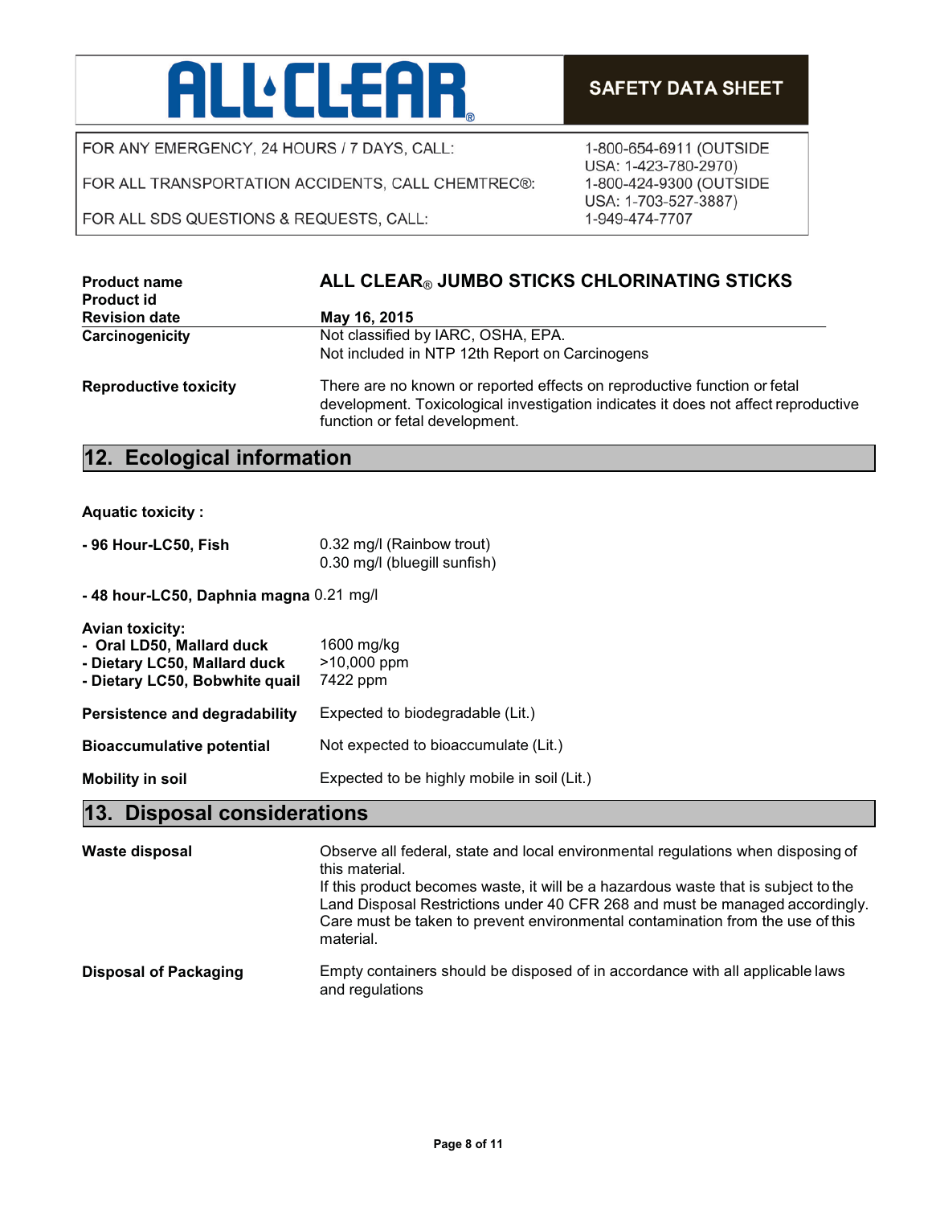| | |
|---|---|
| **ALL·CLEAR** | **SAFETY DATA SHEET** |

| | |
|---|---|
| FOR ANY EMERGENCY, 24 HOURS / 7 DAYS, CALL: | 1-800-654-6911 (OUTSIDE USA: 1-423-780-2970) |
| FOR ALL TRANSPORTATION ACCIDENTS, CALL CHEMTREC®: | 1-800-424-9300 (OUTSIDE USA: 1-703-527-3887) |
| FOR ALL SDS QUESTIONS & REQUESTS, CALL: | 1-949-474-7707 |

| | |
|---|---|
| **Product name** | **ALL CLEAR® JUMBO STICKS CHLORINATING STICKS** |
| **Product id** | |
| **Revision date** | **May 16, 2015** |

| | |
|---|---|
| **Carcinogenicity** | Not classified by IARC, OSHA, EPA.<br>Not included in NTP 12th Report on Carcinogens |
| **Reproductive toxicity** | There are no known or reported effects on reproductive function or fetal development. Toxicological investigation indicates it does not affect reproductive function or fetal development. |

## 12. Ecological information

**Aquatic toxicity :**

| | |
|---|---|
| **- 96 Hour-LC50, Fish** | 0.32 mg/l (Rainbow trout)<br>0.30 mg/l (bluegill sunfish) |
| **- 48 hour-LC50, Daphnia magna** | 0.21 mg/l |

**Avian toxicity:**

| | |
|---|---|
| **- Oral LD50, Mallard duck** | 1600 mg/kg |
| **- Dietary LC50, Mallard duck** | >10,000 ppm |
| **- Dietary LC50, Bobwhite quail** | 7422 ppm |

| | |
|---|---|
| **Persistence and degradability** | Expected to biodegradable (Lit.) |
| **Bioaccumulative potential** | Not expected to bioaccumulate (Lit.) |
| **Mobility in soil** | Expected to be highly mobile in soil (Lit.) |

## 13. Disposal considerations

| | |
|---|---|
| **Waste disposal** | Observe all federal, state and local environmental regulations when disposing of this material.<br>If this product becomes waste, it will be a hazardous waste that is subject to the Land Disposal Restrictions under 40 CFR 268 and must be managed accordingly. Care must be taken to prevent environmental contamination from the use of this material. |
| **Disposal of Packaging** | Empty containers should be disposed of in accordance with all applicable laws and regulations |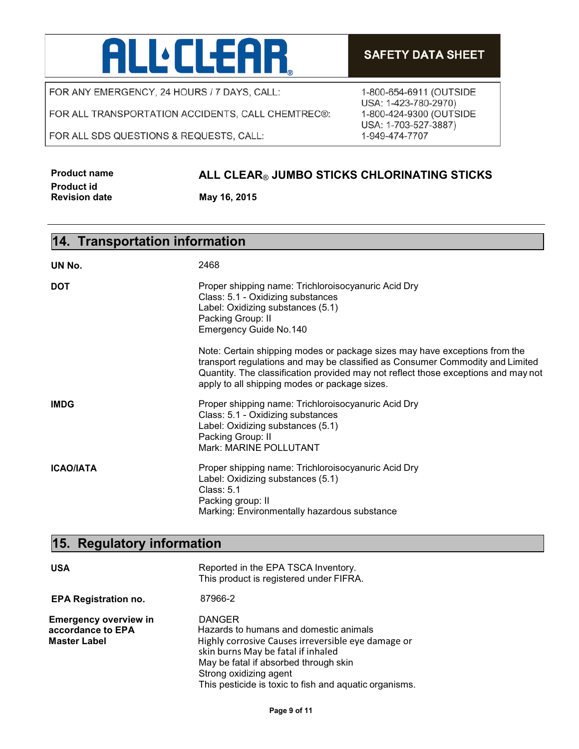# ALL CLEAR®

**SAFETY DATA SHEET**

| | |
|---|---|
| FOR ANY EMERGENCY, 24 HOURS / 7 DAYS, CALL: | 1-800-654-6911 (OUTSIDE USA: 1-423-780-2970) |
| FOR ALL TRANSPORTATION ACCIDENTS, CALL CHEMTREC®: | 1-800-424-9300 (OUTSIDE USA: 1-703-527-3887) |
| FOR ALL SDS QUESTIONS & REQUESTS, CALL: | 1-949-474-7707 |

**Product name** **ALL CLEAR® JUMBO STICKS CHLORINATING STICKS**
**Product id**
**Revision date** **May 16, 2015**

## 14. Transportation information

**UN No.**
2468

**DOT**
Proper shipping name: Trichloroisocyanuric Acid Dry
Class: 5.1 - Oxidizing substances
Label: Oxidizing substances (5.1)
Packing Group: II
Emergency Guide No.140

Note: Certain shipping modes or package sizes may have exceptions from the transport regulations and may be classified as Consumer Commodity and Limited Quantity. The classification provided may not reflect those exceptions and may not apply to all shipping modes or package sizes.

**IMDG**
Proper shipping name: Trichloroisocyanuric Acid Dry
Class: 5.1 - Oxidizing substances
Label: Oxidizing substances (5.1)
Packing Group: II
Mark: MARINE POLLUTANT

**ICAO/IATA**
Proper shipping name: Trichloroisocyanuric Acid Dry
Label: Oxidizing substances (5.1)
Class: 5.1
Packing group: II
Marking: Environmentally hazardous substance

## 15. Regulatory information

**USA**
Reported in the EPA TSCA Inventory.
This product is registered under FIFRA.

**EPA Registration no.**
87966-2

**Emergency overview in accordance to EPA Master Label**
DANGER
Hazards to humans and domestic animals
Highly corrosive Causes irreversible eye damage or skin burns May be fatal if inhaled
May be fatal if absorbed through skin
Strong oxidizing agent
This pesticide is toxic to fish and aquatic organisms.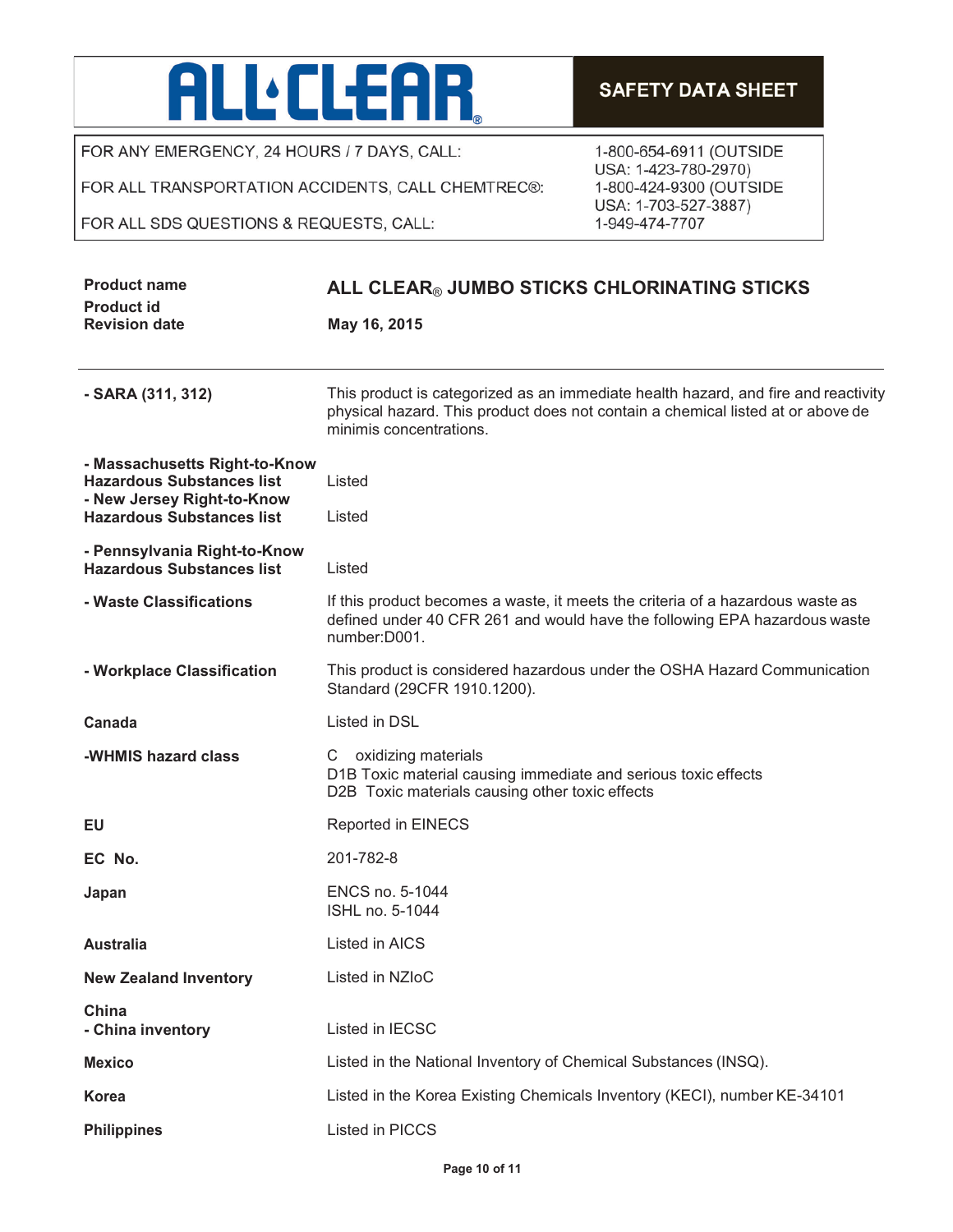# ALL·CLEAR®

## SAFETY DATA SHEET

| | |
|---|---|
| FOR ANY EMERGENCY, 24 HOURS / 7 DAYS, CALL: | 1-800-654-6911 (OUTSIDE USA: 1-423-780-2970) |
| FOR ALL TRANSPORTATION ACCIDENTS, CALL CHEMTREC®: | 1-800-424-9300 (OUTSIDE USA: 1-703-527-3887) |
| FOR ALL SDS QUESTIONS & REQUESTS, CALL: | 1-949-474-7707 |

| | |
|---|---|
| **Product name** | **ALL CLEAR® JUMBO STICKS CHLORINATING STICKS** |
| **Product id** | |
| **Revision date** | **May 16, 2015** |

---

| | |
|---|---|
| **- SARA (311, 312)** | This product is categorized as an immediate health hazard, and fire and reactivity physical hazard. This product does not contain a chemical listed at or above de minimis concentrations. |
| **- Massachusetts Right-to-Know Hazardous Substances list** | Listed |
| **- New Jersey Right-to-Know Hazardous Substances list** | Listed |
| **- Pennsylvania Right-to-Know Hazardous Substances list** | Listed |
| **- Waste Classifications** | If this product becomes a waste, it meets the criteria of a hazardous waste as defined under 40 CFR 261 and would have the following EPA hazardous waste number:D001. |
| **- Workplace Classification** | This product is considered hazardous under the OSHA Hazard Communication Standard (29CFR 1910.1200). |
| **Canada** | Listed in DSL |
| **-WHMIS hazard class** | C oxidizing materials<br>D1B Toxic material causing immediate and serious toxic effects<br>D2B Toxic materials causing other toxic effects |
| **EU** | Reported in EINECS |
| **EC No.** | 201-782-8 |
| **Japan** | ENCS no. 5-1044<br>ISHL no. 5-1044 |
| **Australia** | Listed in AICS |
| **New Zealand Inventory** | Listed in NZIoC |
| **China**<br>**- China inventory** | Listed in IECSC |
| **Mexico** | Listed in the National Inventory of Chemical Substances (INSQ). |
| **Korea** | Listed in the Korea Existing Chemicals Inventory (KECI), number KE-34101 |
| **Philippines** | Listed in PICCS |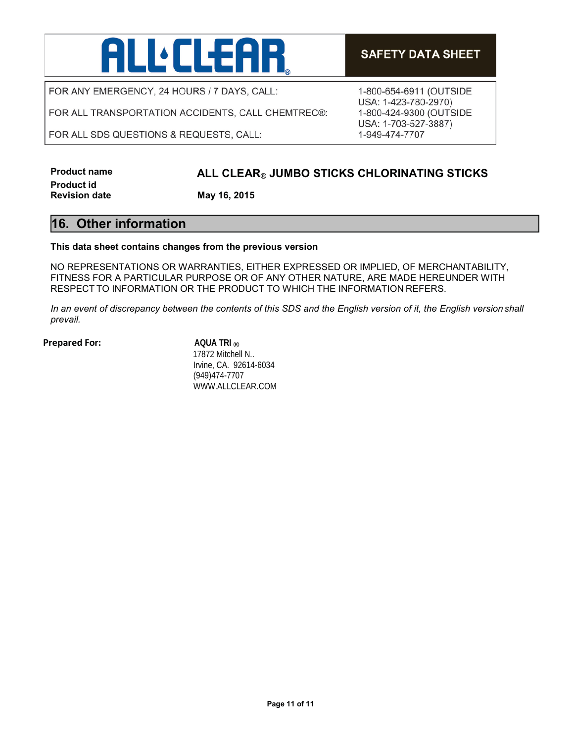ALL CLEAR®

SAFETY DATA SHEET

| | |
|---|---|
| FOR ANY EMERGENCY, 24 HOURS / 7 DAYS, CALL: | 1-800-654-6911 (OUTSIDE USA: 1-423-780-2970) |
| FOR ALL TRANSPORTATION ACCIDENTS, CALL CHEMTREC®: | 1-800-424-9300 (OUTSIDE USA: 1-703-527-3887) |
| FOR ALL SDS QUESTIONS & REQUESTS, CALL: | 1-949-474-7707 |

**Product name** **ALL CLEAR® JUMBO STICKS CHLORINATING STICKS**
**Product id**
**Revision date** **May 16, 2015**

## 16. Other information

**This data sheet contains changes from the previous version**

NO REPRESENTATIONS OR WARRANTIES, EITHER EXPRESSED OR IMPLIED, OF MERCHANTABILITY, FITNESS FOR A PARTICULAR PURPOSE OR OF ANY OTHER NATURE, ARE MADE HEREUNDER WITH RESPECT TO INFORMATION OR THE PRODUCT TO WHICH THE INFORMATION REFERS.

*In an event of discrepancy between the contents of this SDS and the English version of it, the English version shall prevail.*

**Prepared For:**

**AQUA TRI ®**
17872 Mitchell N..
Irvine, CA. 92614-6034
(949)474-7707
WWW.ALLCLEAR.COM